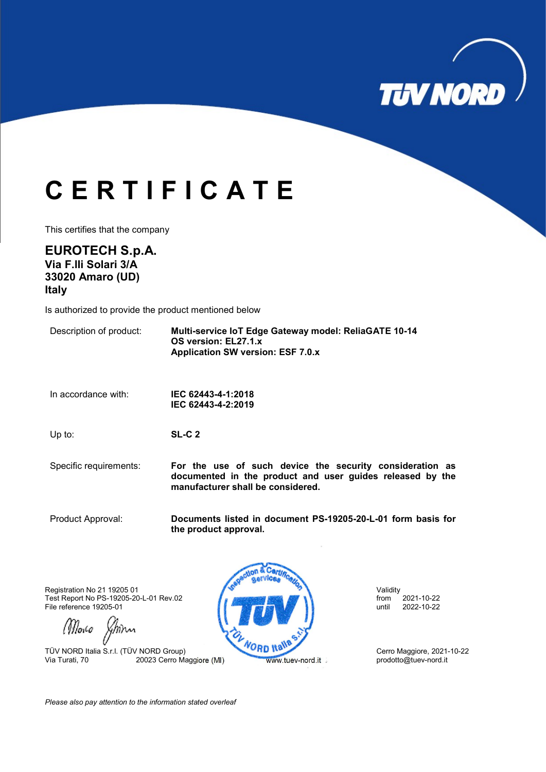# CERTIFICATE

This certifies that the company

**EUROTECH S.p.A.**
**Via F.lli Solari 3/A**
**33020 Amaro (UD)**
**Italy**

Is authorized to provide the product mentioned below

| | |
|---|---|
| Description of product: | **Multi-service IoT Edge Gateway model: ReliaGATE 10-14**<br>**OS version: EL27.1.x**<br>**Application SW version: ESF 7.0.x** |
| In accordance with: | **IEC 62443-4-1:2018**<br>**IEC 62443-4-2:2019** |
| Up to: | **SL-C 2** |
| Specific requirements: | **For the use of such device the security consideration as documented in the product and user guides released by the manufacturer shall be considered.** |
| Product Approval: | **Documents listed in document PS-19205-20-L-01 form basis for the product approval.** |

Registration No 21 19205 01
Test Report No PS-19205-20-L-01 Rev.02
File reference 19205-01

Validity
from 2021-10-22
until 2022-10-22

TÜV NORD Italia S.r.l. (TÜV NORD Group)
Via Turati, 70 20023 Cerro Maggiore (MI)

www.tuev-nord.it

Cerro Maggiore, 2021-10-22
prodotto@tuev-nord.it

*Please also pay attention to the information stated overleaf*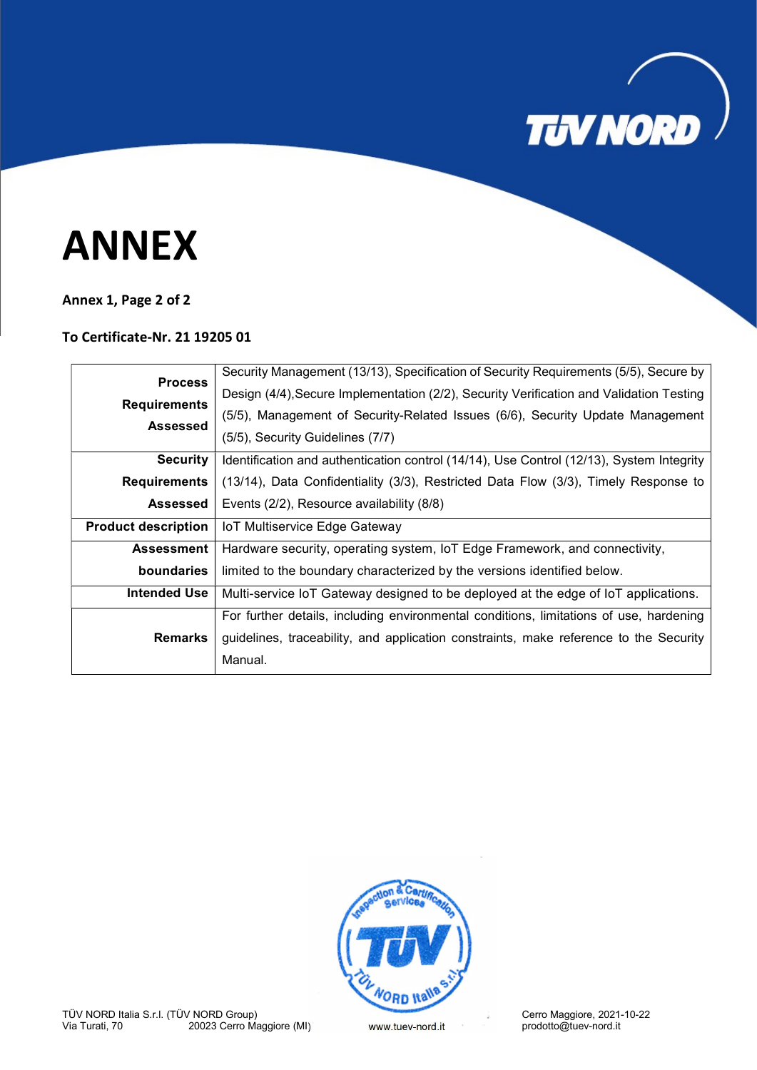# ANNEX

**Annex 1, Page 2 of 2**

**To Certificate-Nr. 21 19205 01**

| | |
|---|---|
| **Process Requirements Assessed** | Security Management (13/13), Specification of Security Requirements (5/5), Secure by Design (4/4),Secure Implementation (2/2), Security Verification and Validation Testing (5/5), Management of Security-Related Issues (6/6), Security Update Management (5/5), Security Guidelines (7/7) |
| **Security Requirements Assessed** | Identification and authentication control (14/14), Use Control (12/13), System Integrity (13/14), Data Confidentiality (3/3), Restricted Data Flow (3/3), Timely Response to Events (2/2), Resource availability (8/8) |
| **Product description** | IoT Multiservice Edge Gateway |
| **Assessment boundaries** | Hardware security, operating system, IoT Edge Framework, and connectivity, limited to the boundary characterized by the versions identified below. |
| **Intended Use** | Multi-service IoT Gateway designed to be deployed at the edge of IoT applications. |
| **Remarks** | For further details, including environmental conditions, limitations of use, hardening guidelines, traceability, and application constraints, make reference to the Security Manual. |

TÜV NORD Italia S.r.l. (TÜV NORD Group)
Via Turati, 70 20023 Cerro Maggiore (MI)

www.tuev-nord.it

Cerro Maggiore, 2021-10-22
prodotto@tuev-nord.it